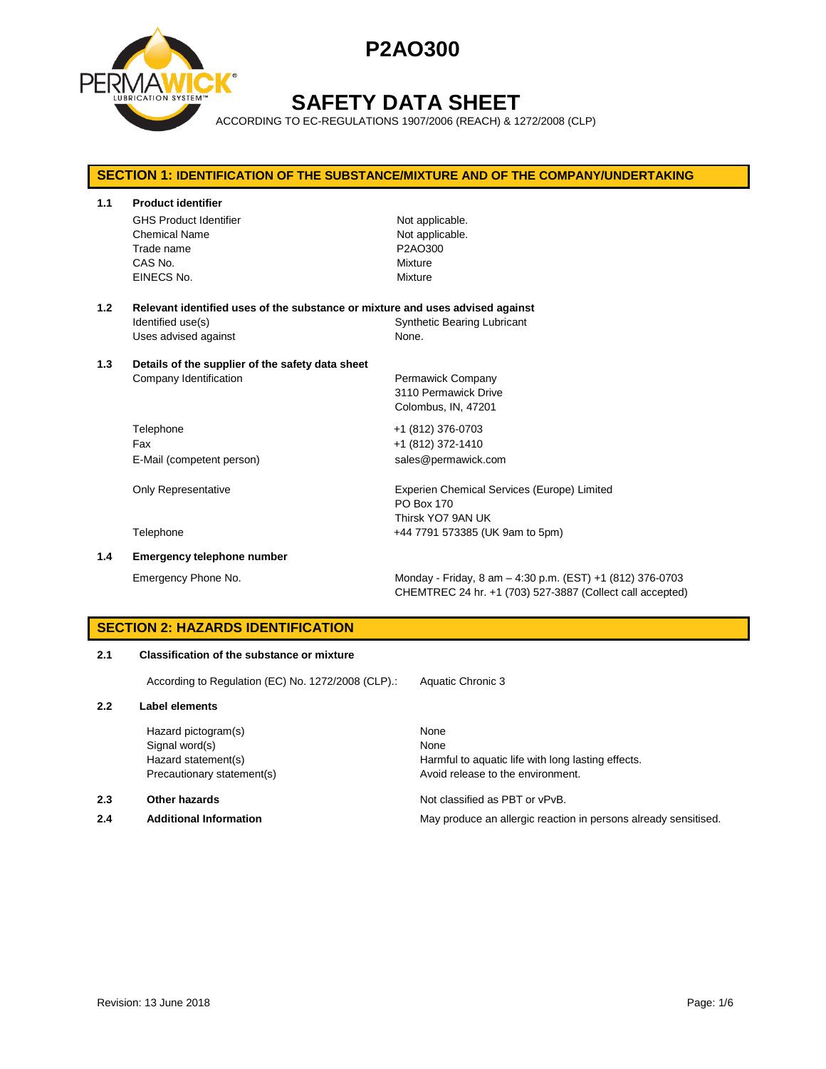# P2AO300

# SAFETY DATA SHEET

ACCORDING TO EC-REGULATIONS 1907/2006 (REACH) & 1272/2008 (CLP)

## SECTION 1: IDENTIFICATION OF THE SUBSTANCE/MIXTURE AND OF THE COMPANY/UNDERTAKING

**1.1 Product identifier**

| | |
|---|---|
| GHS Product Identifier | Not applicable. |
| Chemical Name | Not applicable. |
| Trade name | P2AO300 |
| CAS No. | Mixture |
| EINECS No. | Mixture |

**1.2 Relevant identified uses of the substance or mixture and uses advised against**

| | |
|---|---|
| Identified use(s) | Synthetic Bearing Lubricant |
| Uses advised against | None. |

**1.3 Details of the supplier of the safety data sheet**

| | |
|---|---|
| Company Identification | Permawick Company<br>3110 Permawick Drive<br>Colombus, IN, 47201 |
| Telephone | +1 (812) 376-0703 |
| Fax | +1 (812) 372-1410 |
| E-Mail (competent person) | sales@permawick.com |
| Only Representative | Experien Chemical Services (Europe) Limited<br>PO Box 170<br>Thirsk YO7 9AN UK |
| Telephone | +44 7791 573385 (UK 9am to 5pm) |

**1.4 Emergency telephone number**

| | |
|---|---|
| Emergency Phone No. | Monday - Friday, 8 am – 4:30 p.m. (EST) +1 (812) 376-0703<br>CHEMTREC 24 hr. +1 (703) 527-3887 (Collect call accepted) |

## SECTION 2: HAZARDS IDENTIFICATION

**2.1 Classification of the substance or mixture**

| | |
|---|---|
| According to Regulation (EC) No. 1272/2008 (CLP).: | Aquatic Chronic 3 |

**2.2 Label elements**

| | |
|---|---|
| Hazard pictogram(s) | None |
| Signal word(s) | None |
| Hazard statement(s) | Harmful to aquatic life with long lasting effects. |
| Precautionary statement(s) | Avoid release to the environment. |

**2.3 Other hazards** — Not classified as PBT or vPvB.

**2.4 Additional Information** — May produce an allergic reaction in persons already sensitised.

Revision: 13 June 2018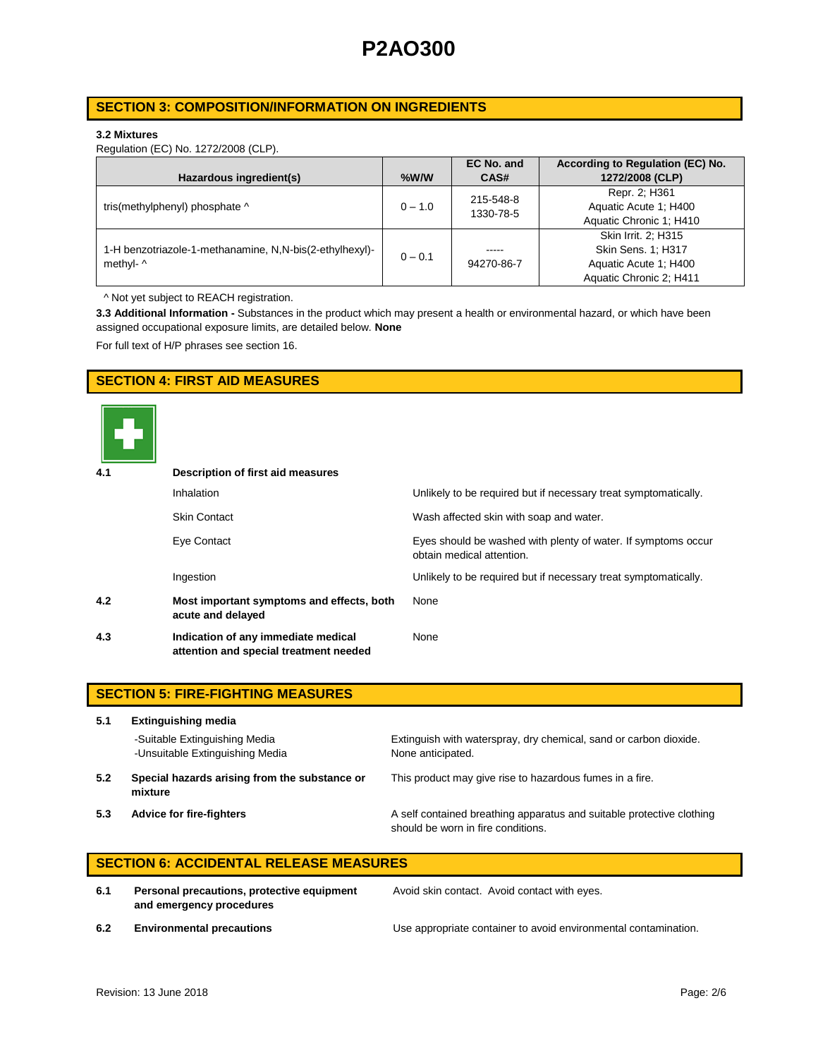## SECTION 3: COMPOSITION/INFORMATION ON INGREDIENTS

**3.2 Mixtures**

Regulation (EC) No. 1272/2008 (CLP).

| Hazardous ingredient(s) | %W/W | EC No. and CAS# | According to Regulation (EC) No. 1272/2008 (CLP) |
|---|---|---|---|
| tris(methylphenyl) phosphate ^ | 0 – 1.0 | 215-548-8<br>1330-78-5 | Repr. 2; H361<br>Aquatic Acute 1; H400<br>Aquatic Chronic 1; H410 |
| 1-H benzotriazole-1-methanamine, N,N-bis(2-ethylhexyl)-methyl- ^ | 0 – 0.1 | -----<br>94270-86-7 | Skin Irrit. 2; H315<br>Skin Sens. 1; H317<br>Aquatic Acute 1; H400<br>Aquatic Chronic 2; H411 |

^ Not yet subject to REACH registration.

**3.3 Additional Information -** Substances in the product which may present a health or environmental hazard, or which have been assigned occupational exposure limits, are detailed below. **None**

For full text of H/P phrases see section 16.

## SECTION 4: FIRST AID MEASURES

**4.1 Description of first aid measures**

- Inhalation: Unlikely to be required but if necessary treat symptomatically.
- Skin Contact: Wash affected skin with soap and water.
- Eye Contact: Eyes should be washed with plenty of water. If symptoms occur obtain medical attention.
- Ingestion: Unlikely to be required but if necessary treat symptomatically.

**4.2 Most important symptoms and effects, both acute and delayed**: None

**4.3 Indication of any immediate medical attention and special treatment needed**: None

## SECTION 5: FIRE-FIGHTING MEASURES

**5.1 Extinguishing media**

- -Suitable Extinguishing Media: Extinguish with waterspray, dry chemical, sand or carbon dioxide.
- -Unsuitable Extinguishing Media: None anticipated.

**5.2 Special hazards arising from the substance or mixture**: This product may give rise to hazardous fumes in a fire.

**5.3 Advice for fire-fighters**: A self contained breathing apparatus and suitable protective clothing should be worn in fire conditions.

## SECTION 6: ACCIDENTAL RELEASE MEASURES

**6.1 Personal precautions, protective equipment and emergency procedures**: Avoid skin contact. Avoid contact with eyes.

**6.2 Environmental precautions**: Use appropriate container to avoid environmental contamination.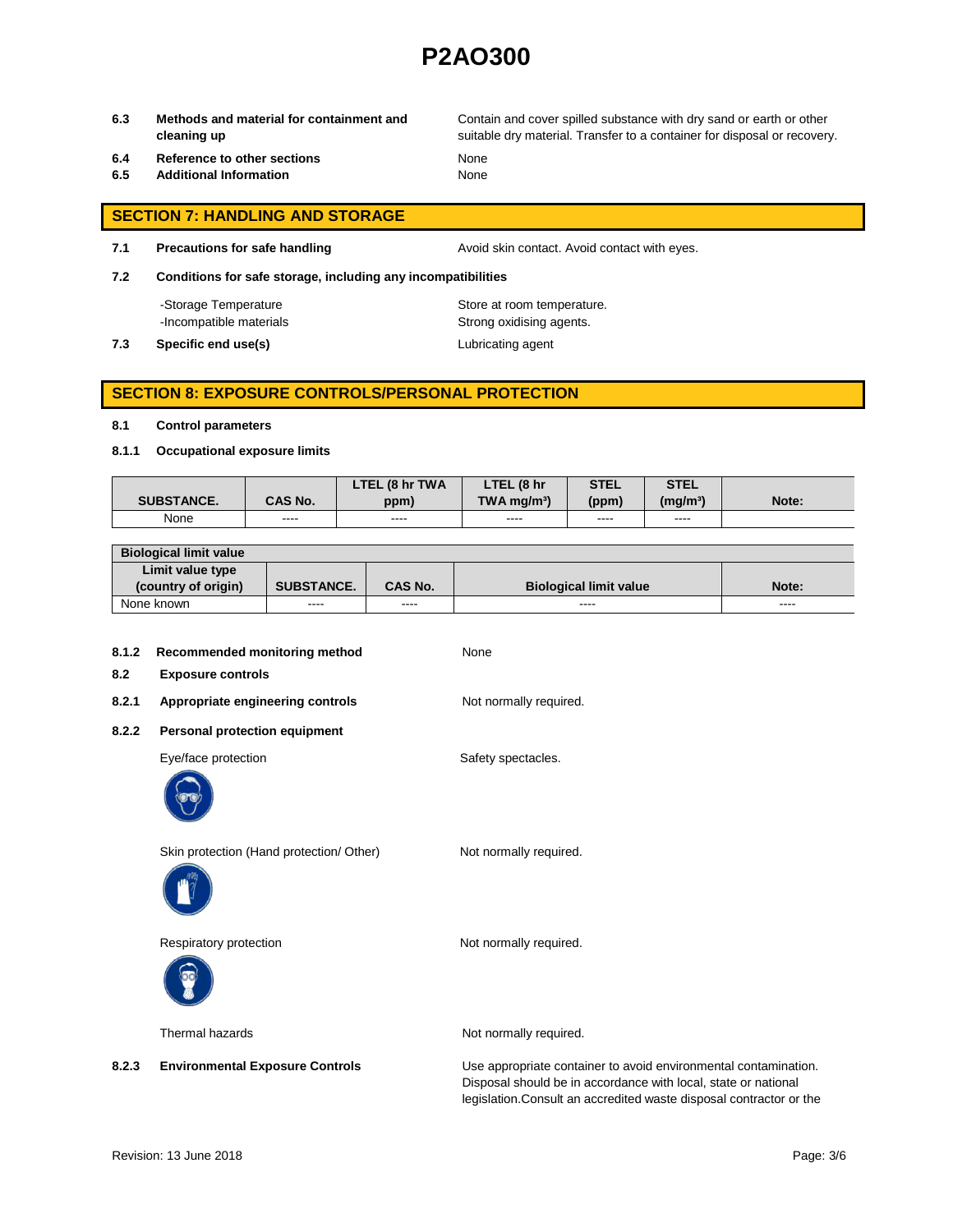**6.3 Methods and material for containment and cleaning up** — Contain and cover spilled substance with dry sand or earth or other suitable dry material. Transfer to a container for disposal or recovery.

**6.4 Reference to other sections** — None

**6.5 Additional Information** — None

## SECTION 7: HANDLING AND STORAGE

**7.1 Precautions for safe handling** — Avoid skin contact. Avoid contact with eyes.

**7.2 Conditions for safe storage, including any incompatibilities**

- -Storage Temperature — Store at room temperature.
- -Incompatible materials — Strong oxidising agents.

**7.3 Specific end use(s)** — Lubricating agent

## SECTION 8: EXPOSURE CONTROLS/PERSONAL PROTECTION

**8.1 Control parameters**

**8.1.1 Occupational exposure limits**

| SUBSTANCE. | CAS No. | LTEL (8 hr TWA ppm) | LTEL (8 hr TWA mg/m³) | STEL (ppm) | STEL (mg/m³) | Note: |
|---|---|---|---|---|---|---|
| None | ---- | ---- | ---- | ---- | ---- | |

| Biological limit value | | | | |
|---|---|---|---|---|
| Limit value type (country of origin) | SUBSTANCE. | CAS No. | Biological limit value | Note: |
| None known | ---- | ---- | ---- | ---- |

**8.1.2 Recommended monitoring method** — None

**8.2 Exposure controls**

**8.2.1 Appropriate engineering controls** — Not normally required.

**8.2.2 Personal protection equipment**

Eye/face protection — Safety spectacles.

Skin protection (Hand protection/ Other) — Not normally required.

Respiratory protection — Not normally required.

Thermal hazards — Not normally required.

**8.2.3 Environmental Exposure Controls** — Use appropriate container to avoid environmental contamination. Disposal should be in accordance with local, state or national legislation.Consult an accredited waste disposal contractor or the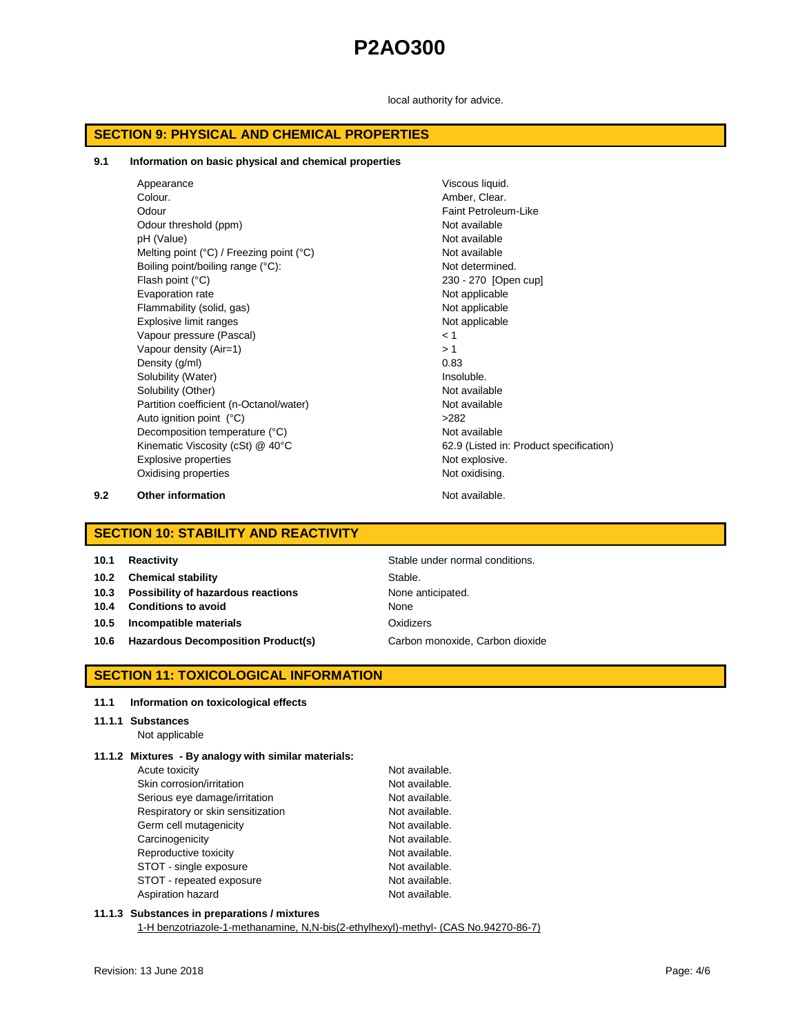local authority for advice.

## SECTION 9: PHYSICAL AND CHEMICAL PROPERTIES

**9.1 Information on basic physical and chemical properties**

| Property | Value |
|---|---|
| Appearance | Viscous liquid. |
| Colour. | Amber, Clear. |
| Odour | Faint Petroleum-Like |
| Odour threshold (ppm) | Not available |
| pH (Value) | Not available |
| Melting point (°C) / Freezing point (°C) | Not available |
| Boiling point/boiling range (°C): | Not determined. |
| Flash point (°C) | 230 - 270 [Open cup] |
| Evaporation rate | Not applicable |
| Flammability (solid, gas) | Not applicable |
| Explosive limit ranges | Not applicable |
| Vapour pressure (Pascal) | < 1 |
| Vapour density (Air=1) | > 1 |
| Density (g/ml) | 0.83 |
| Solubility (Water) | Insoluble. |
| Solubility (Other) | Not available |
| Partition coefficient (n-Octanol/water) | Not available |
| Auto ignition point (°C) | >282 |
| Decomposition temperature (°C) | Not available |
| Kinematic Viscosity (cSt) @ 40°C | 62.9 (Listed in: Product specification) |
| Explosive properties | Not explosive. |
| Oxidising properties | Not oxidising. |

**9.2 Other information** Not available.

## SECTION 10: STABILITY AND REACTIVITY

| | | |
|---|---|---|
| **10.1** | **Reactivity** | Stable under normal conditions. |
| **10.2** | **Chemical stability** | Stable. |
| **10.3** | **Possibility of hazardous reactions** | None anticipated. |
| **10.4** | **Conditions to avoid** | None |
| **10.5** | **Incompatible materials** | Oxidizers |
| **10.6** | **Hazardous Decomposition Product(s)** | Carbon monoxide, Carbon dioxide |

## SECTION 11: TOXICOLOGICAL INFORMATION

**11.1 Information on toxicological effects**

**11.1.1 Substances**

Not applicable

**11.1.2 Mixtures - By analogy with similar materials:**

| Effect | Value |
|---|---|
| Acute toxicity | Not available. |
| Skin corrosion/irritation | Not available. |
| Serious eye damage/irritation | Not available. |
| Respiratory or skin sensitization | Not available. |
| Germ cell mutagenicity | Not available. |
| Carcinogenicity | Not available. |
| Reproductive toxicity | Not available. |
| STOT - single exposure | Not available. |
| STOT - repeated exposure | Not available. |
| Aspiration hazard | Not available. |

**11.1.3 Substances in preparations / mixtures**

1-H benzotriazole-1-methanamine, N,N-bis(2-ethylhexyl)-methyl- (CAS No.94270-86-7)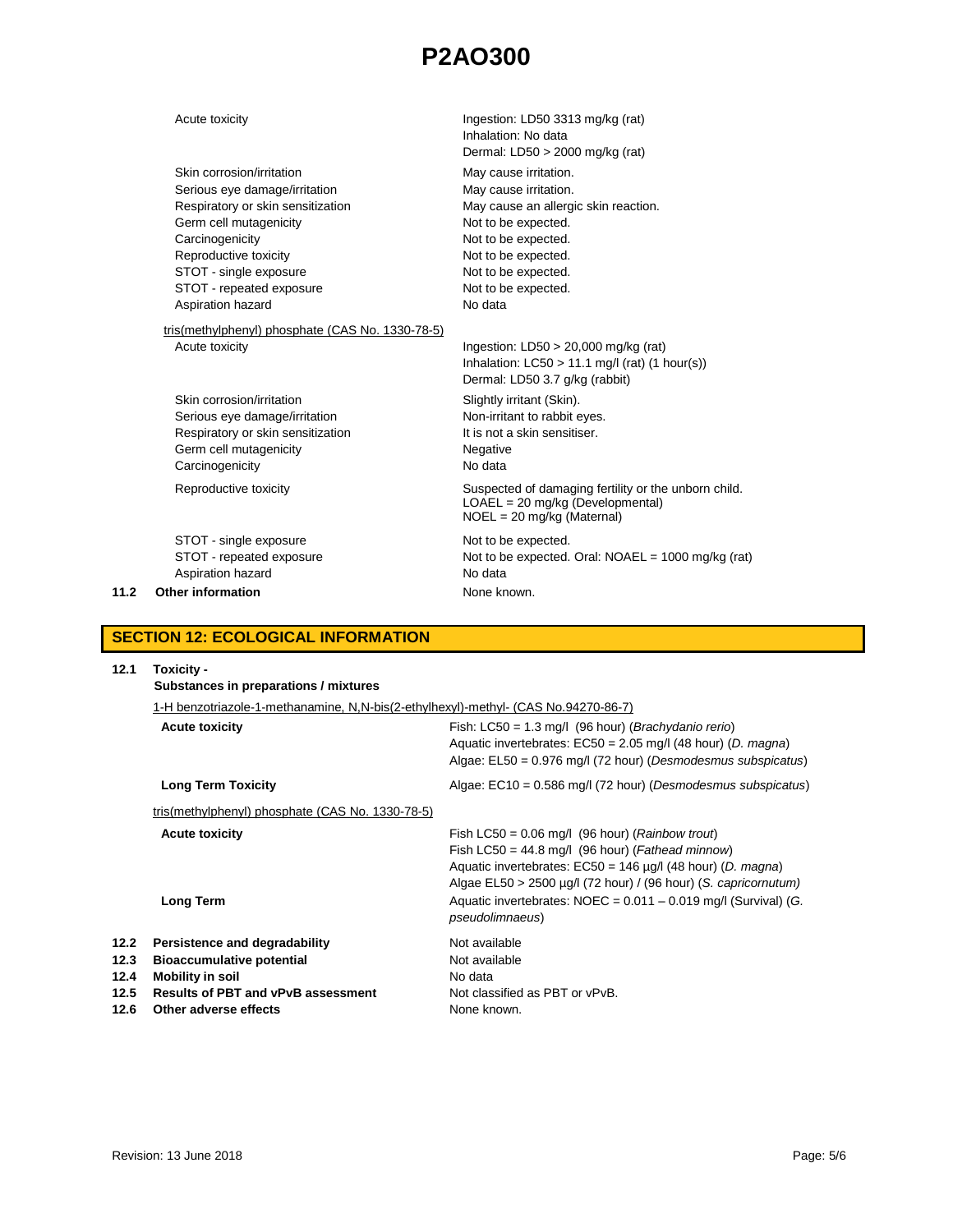| | |
|---|---|
| Acute toxicity | Ingestion: LD50 3313 mg/kg (rat)<br>Inhalation: No data<br>Dermal: LD50 > 2000 mg/kg (rat) |
| Skin corrosion/irritation | May cause irritation. |
| Serious eye damage/irritation | May cause irritation. |
| Respiratory or skin sensitization | May cause an allergic skin reaction. |
| Germ cell mutagenicity | Not to be expected. |
| Carcinogenicity | Not to be expected. |
| Reproductive toxicity | Not to be expected. |
| STOT - single exposure | Not to be expected. |
| STOT - repeated exposure | Not to be expected. |
| Aspiration hazard | No data |

<u>tris(methylphenyl) phosphate (CAS No. 1330-78-5)</u>

| | |
|---|---|
| Acute toxicity | Ingestion: LD50 > 20,000 mg/kg (rat)<br>Inhalation: LC50 > 11.1 mg/l (rat) (1 hour(s))<br>Dermal: LD50 3.7 g/kg (rabbit) |
| Skin corrosion/irritation | Slightly irritant (Skin). |
| Serious eye damage/irritation | Non-irritant to rabbit eyes. |
| Respiratory or skin sensitization | It is not a skin sensitiser. |
| Germ cell mutagenicity | Negative |
| Carcinogenicity | No data |
| Reproductive toxicity | Suspected of damaging fertility or the unborn child.<br>LOAEL = 20 mg/kg (Developmental)<br>NOEL = 20 mg/kg (Maternal) |
| STOT - single exposure | Not to be expected. |
| STOT - repeated exposure | Not to be expected. Oral: NOAEL = 1000 mg/kg (rat) |
| Aspiration hazard | No data |

**11.2 Other information** None known.

## SECTION 12: ECOLOGICAL INFORMATION

**12.1 Toxicity -**
**Substances in preparations / mixtures**

<u>1-H benzotriazole-1-methanamine, N,N-bis(2-ethylhexyl)-methyl- (CAS No.94270-86-7)</u>

| | |
|---|---|
| **Acute toxicity** | Fish: LC50 = 1.3 mg/l (96 hour) (*Brachydanio rerio*)<br>Aquatic invertebrates: EC50 = 2.05 mg/l (48 hour) (*D. magna*)<br>Algae: EL50 = 0.976 mg/l (72 hour) (*Desmodesmus subspicatus*) |
| **Long Term Toxicity** | Algae: EC10 = 0.586 mg/l (72 hour) (*Desmodesmus subspicatus*) |

<u>tris(methylphenyl) phosphate (CAS No. 1330-78-5)</u>

| | |
|---|---|
| **Acute toxicity** | Fish LC50 = 0.06 mg/l (96 hour) (*Rainbow trout*)<br>Fish LC50 = 44.8 mg/l (96 hour) (*Fathead minnow*)<br>Aquatic invertebrates: EC50 = 146 µg/l (48 hour) (*D. magna*)<br>Algae EL50 > 2500 µg/l (72 hour) / (96 hour) (*S. capricornutum*) |
| **Long Term** | Aquatic invertebrates: NOEC = 0.011 – 0.019 mg/l (Survival) (*G. pseudolimnaeus*) |

| | | |
|---|---|---|
| **12.2** | **Persistence and degradability** | Not available |
| **12.3** | **Bioaccumulative potential** | Not available |
| **12.4** | **Mobility in soil** | No data |
| **12.5** | **Results of PBT and vPvB assessment** | Not classified as PBT or vPvB. |
| **12.6** | **Other adverse effects** | None known. |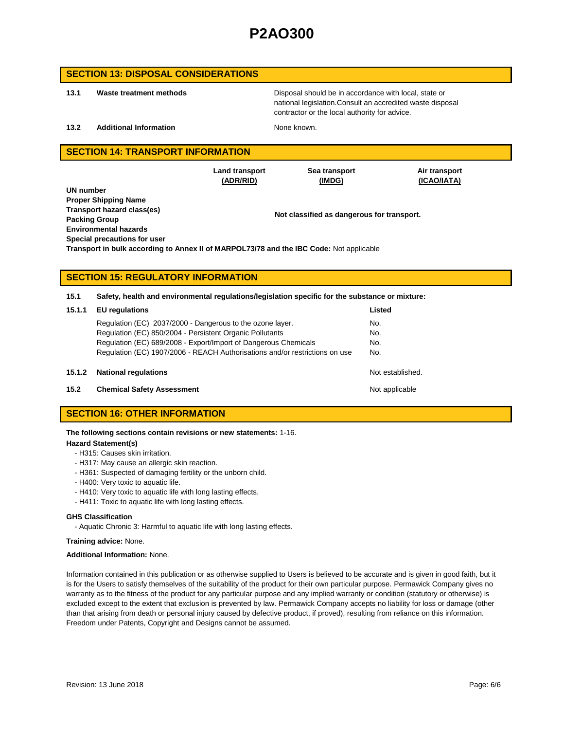# P2AO300

## SECTION 13: DISPOSAL CONSIDERATIONS

**13.1 Waste treatment methods**

Disposal should be in accordance with local, state or national legislation.Consult an accredited waste disposal contractor or the local authority for advice.

**13.2 Additional Information**

None known.

## SECTION 14: TRANSPORT INFORMATION

| | Land transport (ADR/RID) | Sea transport (IMDG) | Air transport (ICAO/IATA) |
|---|---|---|---|
| **UN number** | | | |
| **Proper Shipping Name** | | | |
| **Transport hazard class(es)** | | Not classified as dangerous for transport. | |
| **Packing Group** | | | |
| **Environmental hazards** | | | |
| **Special precautions for user** | | | |

**Transport in bulk according to Annex II of MARPOL73/78 and the IBC Code:** Not applicable

## SECTION 15: REGULATORY INFORMATION

**15.1 Safety, health and environmental regulations/legislation specific for the substance or mixture:**

| **15.1.1 EU regulations** | **Listed** |
|---|---|
| Regulation (EC) 2037/2000 - Dangerous to the ozone layer. | No. |
| Regulation (EC) 850/2004 - Persistent Organic Pollutants | No. |
| Regulation (EC) 689/2008 - Export/Import of Dangerous Chemicals | No. |
| Regulation (EC) 1907/2006 - REACH Authorisations and/or restrictions on use | No. |

**15.1.2 National regulations** — Not established.

**15.2 Chemical Safety Assessment** — Not applicable

## SECTION 16: OTHER INFORMATION

**The following sections contain revisions or new statements:** 1-16.

**Hazard Statement(s)**

- H315: Causes skin irritation.
- H317: May cause an allergic skin reaction.
- H361: Suspected of damaging fertility or the unborn child.
- H400: Very toxic to aquatic life.
- H410: Very toxic to aquatic life with long lasting effects.
- H411: Toxic to aquatic life with long lasting effects.

**GHS Classification**

- Aquatic Chronic 3: Harmful to aquatic life with long lasting effects.

**Training advice:** None.

**Additional Information:** None.

Information contained in this publication or as otherwise supplied to Users is believed to be accurate and is given in good faith, but it is for the Users to satisfy themselves of the suitability of the product for their own particular purpose. Permawick Company gives no warranty as to the fitness of the product for any particular purpose and any implied warranty or condition (statutory or otherwise) is excluded except to the extent that exclusion is prevented by law. Permawick Company accepts no liability for loss or damage (other than that arising from death or personal injury caused by defective product, if proved), resulting from reliance on this information. Freedom under Patents, Copyright and Designs cannot be assumed.

Revision: 13 June 2018